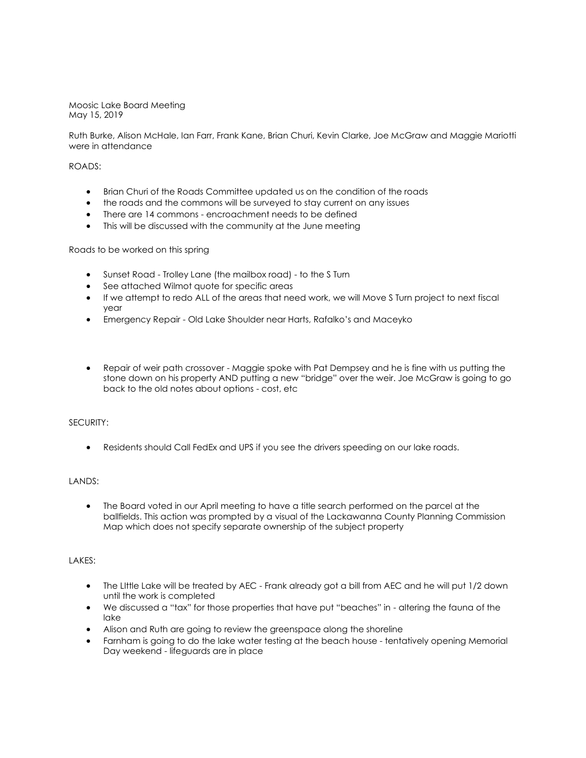Moosic Lake Board Meeting
May 15, 2019

Ruth Burke, Alison McHale, Ian Farr, Frank Kane, Brian Churi, Kevin Clarke, Joe McGraw and Maggie Mariotti were in attendance

ROADS:

- Brian Churi of the Roads Committee updated us on the condition of the roads
- the roads and the commons will be surveyed to stay current on any issues
- There are 14 commons - encroachment needs to be defined
- This will be discussed with the community at the June meeting

Roads to be worked on this spring

- Sunset Road - Trolley Lane (the mailbox road) - to the S Turn
- See attached Wilmot quote for specific areas
- If we attempt to redo ALL of the areas that need work, we will Move S Turn project to next fiscal year
- Emergency Repair - Old Lake Shoulder near Harts, Rafalko's and Maceyko

- Repair of weir path crossover - Maggie spoke with Pat Dempsey and he is fine with us putting the stone down on his property AND putting a new "bridge" over the weir. Joe McGraw is going to go back to the old notes about options - cost, etc

SECURITY:

- Residents should Call FedEx and UPS if you see the drivers speeding on our lake roads.

LANDS:

- The Board voted in our April meeting to have a title search performed on the parcel at the ballfields. This action was prompted by a visual of the Lackawanna County Planning Commission Map which does not specify separate ownership of the subject property

LAKES:

- The LIttle Lake will be treated by AEC - Frank already got a bill from AEC and he will put 1/2 down until the work is completed
- We discussed a "tax" for those properties that have put "beaches" in - altering the fauna of the lake
- Alison and Ruth are going to review the greenspace along the shoreline
- Farnham is going to do the lake water testing at the beach house - tentatively opening Memorial Day weekend - lifeguards are in place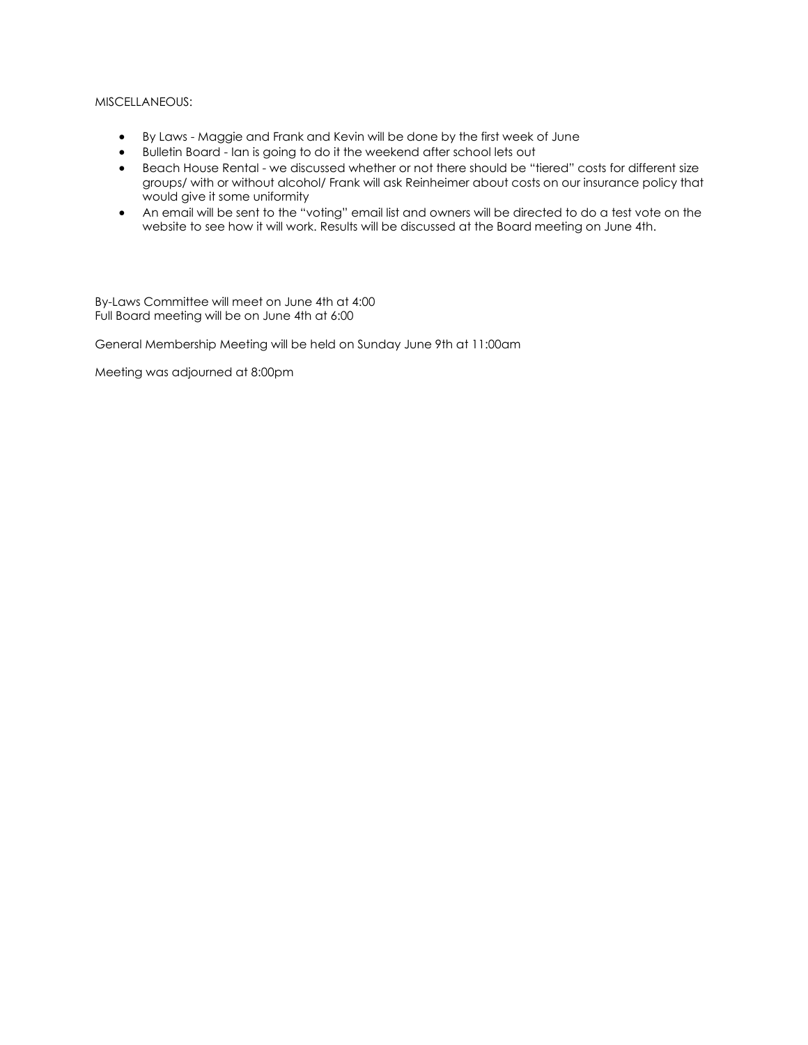MISCELLANEOUS:

- By Laws - Maggie and Frank and Kevin will be done by the first week of June
- Bulletin Board - Ian is going to do it the weekend after school lets out
- Beach House Rental - we discussed whether or not there should be "tiered" costs for different size groups/ with or without alcohol/ Frank will ask Reinheimer about costs on our insurance policy that would give it some uniformity
- An email will be sent to the "voting" email list and owners will be directed to do a test vote on the website to see how it will work. Results will be discussed at the Board meeting on June 4th.

By-Laws Committee will meet on June 4th at 4:00
Full Board meeting will be on June 4th at 6:00

General Membership Meeting will be held on Sunday June 9th at 11:00am

Meeting was adjourned at 8:00pm